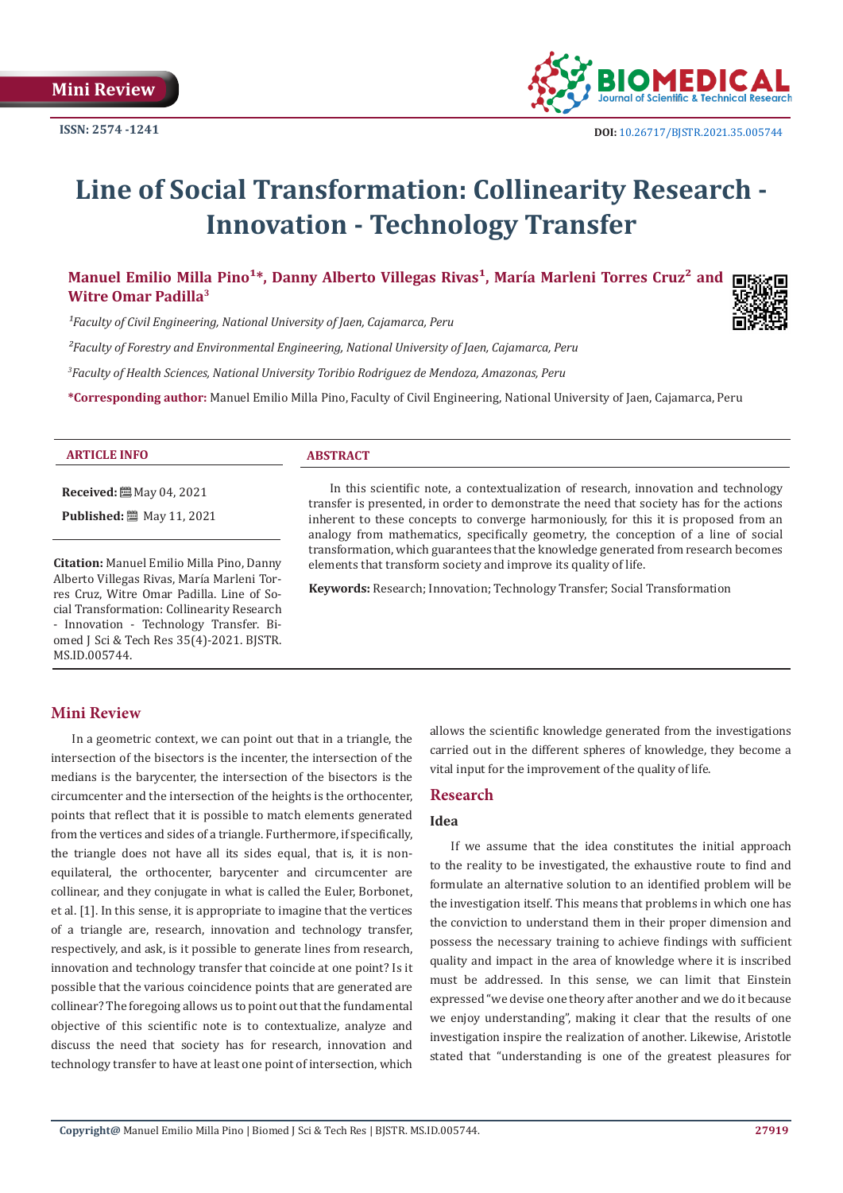Mini Review

ISSN: 2574 -1241

DOI: 10.26717/BJSTR.2021.35.005744

# Line of Social Transformation: Collinearity Research - Innovation - Technology Transfer

**Manuel Emilio Milla Pino[1]\*, Danny Alberto Villegas Rivas[1], María Marleni Torres Cruz[2] and Witre Omar Padilla[3]**

*[1]Faculty of Civil Engineering, National University of Jaen, Cajamarca, Peru*

*[2]Faculty of Forestry and Environmental Engineering, National University of Jaen, Cajamarca, Peru*

*[3]Faculty of Health Sciences, National University Toribio Rodriguez de Mendoza, Amazonas, Peru*

**\*Corresponding author:** Manuel Emilio Milla Pino, Faculty of Civil Engineering, National University of Jaen, Cajamarca, Peru

**ARTICLE INFO**

**Received:** May 04, 2021

**Published:** May 11, 2021

**Citation:** Manuel Emilio Milla Pino, Danny Alberto Villegas Rivas, María Marleni Torres Cruz, Witre Omar Padilla. Line of Social Transformation: Collinearity Research - Innovation - Technology Transfer. Biomed J Sci & Tech Res 35(4)-2021. BJSTR. MS.ID.005744.

**ABSTRACT**

In this scientific note, a contextualization of research, innovation and technology transfer is presented, in order to demonstrate the need that society has for the actions inherent to these concepts to converge harmoniously, for this it is proposed from an analogy from mathematics, specifically geometry, the conception of a line of social transformation, which guarantees that the knowledge generated from research becomes elements that transform society and improve its quality of life.

**Keywords:** Research; Innovation; Technology Transfer; Social Transformation

## Mini Review

In a geometric context, we can point out that in a triangle, the intersection of the bisectors is the incenter, the intersection of the medians is the barycenter, the intersection of the bisectors is the circumcenter and the intersection of the heights is the orthocenter, points that reflect that it is possible to match elements generated from the vertices and sides of a triangle. Furthermore, if specifically, the triangle does not have all its sides equal, that is, it is non-equilateral, the orthocenter, barycenter and circumcenter are collinear, and they conjugate in what is called the Euler, Borbonet, et al. [1]. In this sense, it is appropriate to imagine that the vertices of a triangle are, research, innovation and technology transfer, respectively, and ask, is it possible to generate lines from research, innovation and technology transfer that coincide at one point? Is it possible that the various coincidence points that are generated are collinear? The foregoing allows us to point out that the fundamental objective of this scientific note is to contextualize, analyze and discuss the need that society has for research, innovation and technology transfer to have at least one point of intersection, which allows the scientific knowledge generated from the investigations carried out in the different spheres of knowledge, they become a vital input for the improvement of the quality of life.

## Research

### Idea

If we assume that the idea constitutes the initial approach to the reality to be investigated, the exhaustive route to find and formulate an alternative solution to an identified problem will be the investigation itself. This means that problems in which one has the conviction to understand them in their proper dimension and possess the necessary training to achieve findings with sufficient quality and impact in the area of knowledge where it is inscribed must be addressed. In this sense, we can limit that Einstein expressed "we devise one theory after another and we do it because we enjoy understanding", making it clear that the results of one investigation inspire the realization of another. Likewise, Aristotle stated that "understanding is one of the greatest pleasures for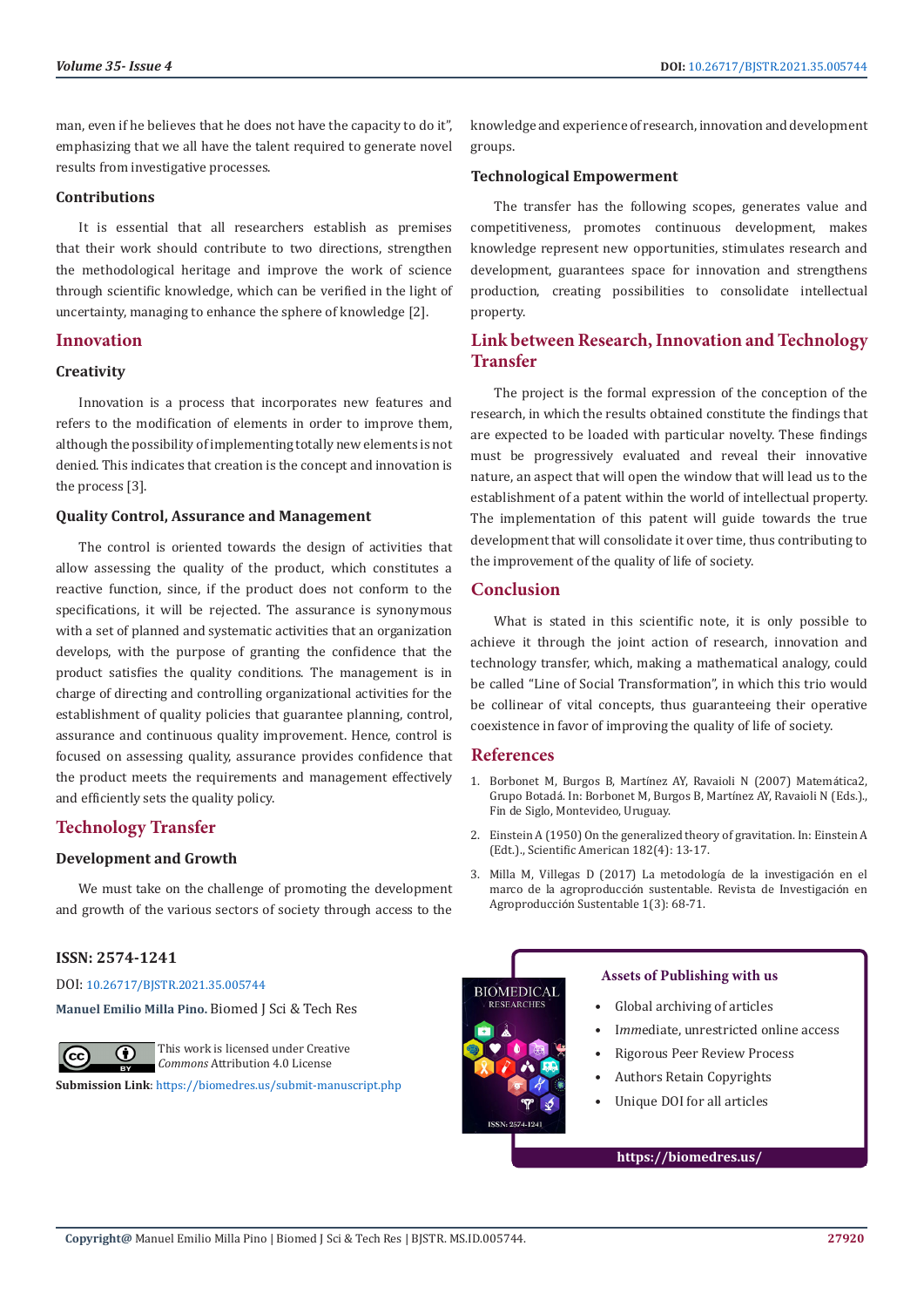man, even if he believes that he does not have the capacity to do it", emphasizing that we all have the talent required to generate novel results from investigative processes.

### Contributions

It is essential that all researchers establish as premises that their work should contribute to two directions, strengthen the methodological heritage and improve the work of science through scientific knowledge, which can be verified in the light of uncertainty, managing to enhance the sphere of knowledge [2].

## Innovation

### Creativity

Innovation is a process that incorporates new features and refers to the modification of elements in order to improve them, although the possibility of implementing totally new elements is not denied. This indicates that creation is the concept and innovation is the process [3].

### Quality Control, Assurance and Management

The control is oriented towards the design of activities that allow assessing the quality of the product, which constitutes a reactive function, since, if the product does not conform to the specifications, it will be rejected. The assurance is synonymous with a set of planned and systematic activities that an organization develops, with the purpose of granting the confidence that the product satisfies the quality conditions. The management is in charge of directing and controlling organizational activities for the establishment of quality policies that guarantee planning, control, assurance and continuous quality improvement. Hence, control is focused on assessing quality, assurance provides confidence that the product meets the requirements and management effectively and efficiently sets the quality policy.

## Technology Transfer

### Development and Growth

We must take on the challenge of promoting the development and growth of the various sectors of society through access to the knowledge and experience of research, innovation and development groups.

### Technological Empowerment

The transfer has the following scopes, generates value and competitiveness, promotes continuous development, makes knowledge represent new opportunities, stimulates research and development, guarantees space for innovation and strengthens production, creating possibilities to consolidate intellectual property.

## Link between Research, Innovation and Technology Transfer

The project is the formal expression of the conception of the research, in which the results obtained constitute the findings that are expected to be loaded with particular novelty. These findings must be progressively evaluated and reveal their innovative nature, an aspect that will open the window that will lead us to the establishment of a patent within the world of intellectual property. The implementation of this patent will guide towards the true development that will consolidate it over time, thus contributing to the improvement of the quality of life of society.

## Conclusion

What is stated in this scientific note, it is only possible to achieve it through the joint action of research, innovation and technology transfer, which, making a mathematical analogy, could be called "Line of Social Transformation", in which this trio would be collinear of vital concepts, thus guaranteeing their operative coexistence in favor of improving the quality of life of society.

## References

1. Borbonet M, Burgos B, Martínez AY, Ravaioli N (2007) Matemática2, Grupo Botadá. In: Borbonet M, Burgos B, Martínez AY, Ravaioli N (Eds.), Fin de Siglo, Montevideo, Uruguay.
2. Einstein A (1950) On the generalized theory of gravitation. In: Einstein A (Edt.), Scientific American 182(4): 13-17.
3. Milla M, Villegas D (2017) La metodología de la investigación en el marco de la agroproducción sustentable. Revista de Investigación en Agroproducción Sustentable 1(3): 68-71.

**ISSN: 2574-1241**

DOI: 10.26717/BJSTR.2021.35.005744

**Manuel Emilio Milla Pino.** Biomed J Sci & Tech Res

This work is licensed under Creative *Commons* Attribution 4.0 License

**Submission Link**: https://biomedres.us/submit-manuscript.php

**Assets of Publishing with us**

- Global archiving of articles
- Immediate, unrestricted online access
- Rigorous Peer Review Process
- Authors Retain Copyrights
- Unique DOI for all articles

**https://biomedres.us/**